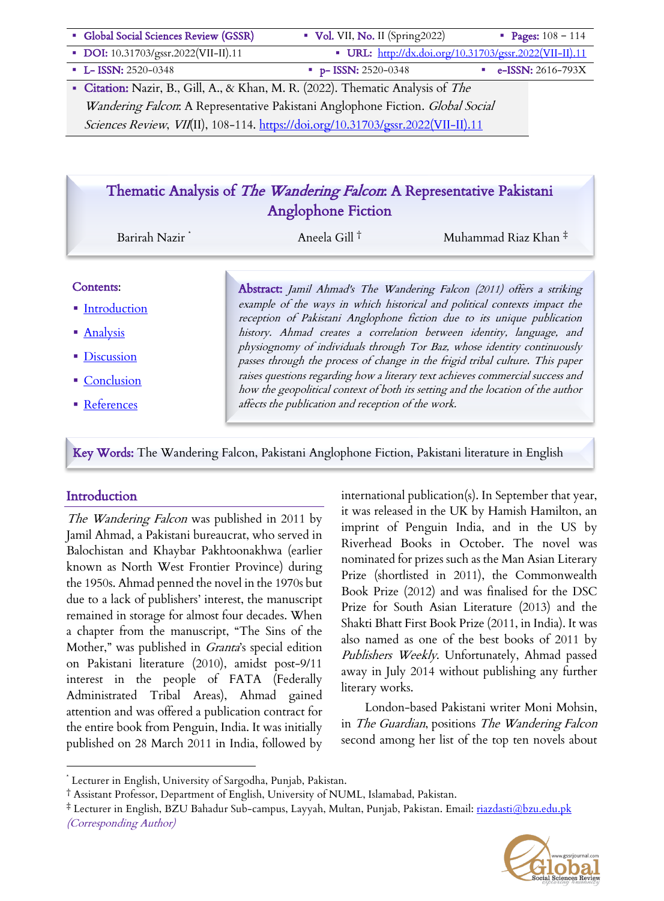- **Citation:** Nazir, B., Gill, A., & Khan, M. R. (2022). Thematic Analysis of *The Wandering Falcon*: A Representative Pakistani Anglophone Fiction. *Global Social Sciences Review*, *VII*(II), 108-114. https://doi.org/10.31703/gssr.2022(VII-II).11

# Thematic Analysis of *The Wandering Falcon*: A Representative Pakistani Anglophone Fiction

Barirah Nazir [*] Aneela Gill [†] Muhammad Riaz Khan [‡]

**Contents:**

- Introduction
- Analysis
- Discussion
- Conclusion
- References

**Abstract:** *Jamil Ahmad's The Wandering Falcon (2011) offers a striking example of the ways in which historical and political contexts impact the reception of Pakistani Anglophone fiction due to its unique publication history. Ahmad creates a correlation between identity, language, and physiognomy of individuals through Tor Baz, whose identity continuously passes through the process of change in the frigid tribal culture. This paper raises questions regarding how a literary text achieves commercial success and how the geopolitical context of both its setting and the location of the author affects the publication and reception of the work.*

**Key Words:** The Wandering Falcon, Pakistani Anglophone Fiction, Pakistani literature in English

## Introduction

*The Wandering Falcon* was published in 2011 by Jamil Ahmad, a Pakistani bureaucrat, who served in Balochistan and Khaybar Pakhtoonakhwa (earlier known as North West Frontier Province) during the 1950s. Ahmad penned the novel in the 1970s but due to a lack of publishers' interest, the manuscript remained in storage for almost four decades. When a chapter from the manuscript, "The Sins of the Mother," was published in *Granta*'s special edition on Pakistani literature (2010), amidst post-9/11 interest in the people of FATA (Federally Administrated Tribal Areas), Ahmad gained attention and was offered a publication contract for the entire book from Penguin, India. It was initially published on 28 March 2011 in India, followed by international publication(s). In September that year, it was released in the UK by Hamish Hamilton, an imprint of Penguin India, and in the US by Riverhead Books in October. The novel was nominated for prizes such as the Man Asian Literary Prize (shortlisted in 2011), the Commonwealth Book Prize (2012) and was finalised for the DSC Prize for South Asian Literature (2013) and the Shakti Bhatt First Book Prize (2011, in India). It was also named as one of the best books of 2011 by *Publishers Weekly*. Unfortunately, Ahmad passed away in July 2014 without publishing any further literary works.

London-based Pakistani writer Moni Mohsin, in *The Guardian*, positions *The Wandering Falcon* second among her list of the top ten novels about

---

[*] Lecturer in English, University of Sargodha, Punjab, Pakistan.

[†] Assistant Professor, Department of English, University of NUML, Islamabad, Pakistan.

[‡] Lecturer in English, BZU Bahadur Sub-campus, Layyah, Multan, Punjab, Pakistan. Email: riazdasti@bzu.edu.pk *(Corresponding Author)*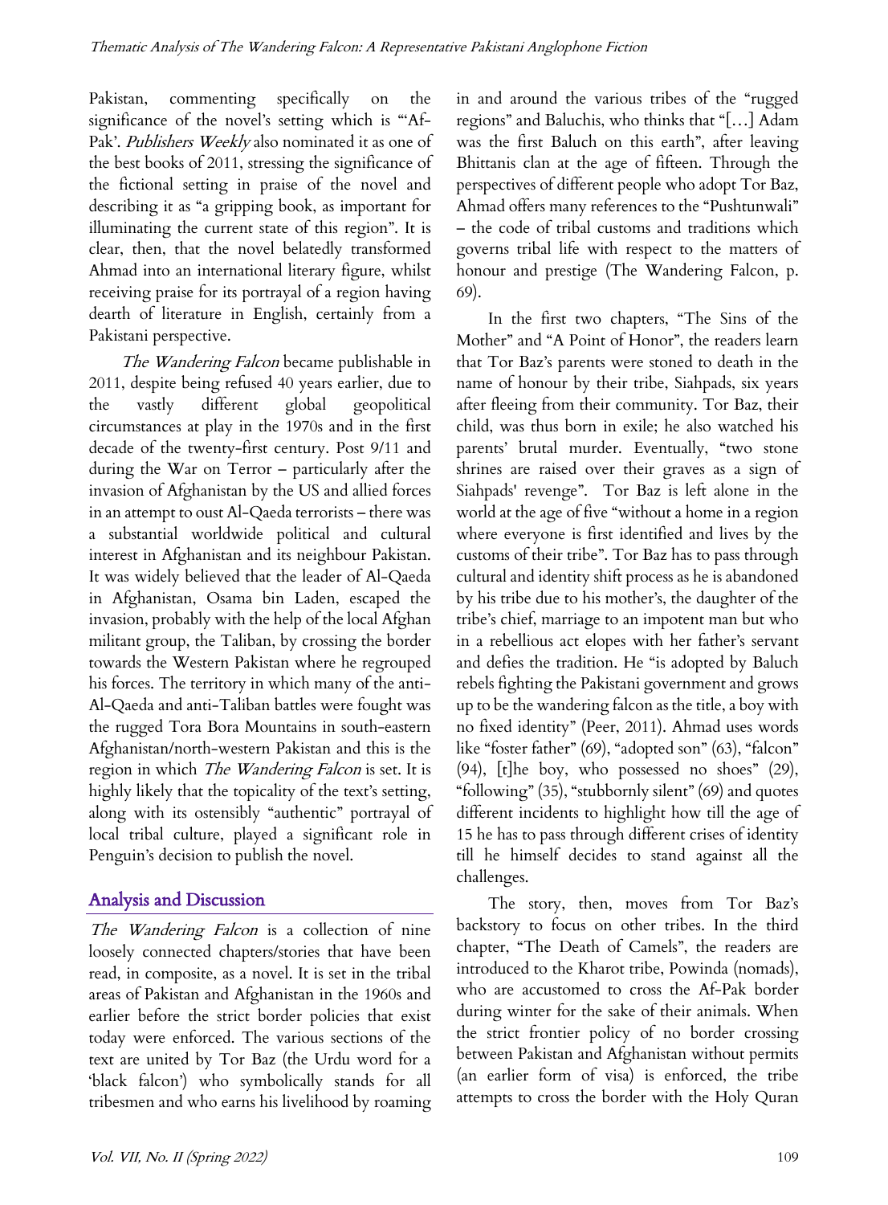Pakistan, commenting specifically on the significance of the novel's setting which is "'Af-Pak'. *Publishers Weekly* also nominated it as one of the best books of 2011, stressing the significance of the fictional setting in praise of the novel and describing it as "a gripping book, as important for illuminating the current state of this region". It is clear, then, that the novel belatedly transformed Ahmad into an international literary figure, whilst receiving praise for its portrayal of a region having dearth of literature in English, certainly from a Pakistani perspective.

*The Wandering Falcon* became publishable in 2011, despite being refused 40 years earlier, due to the vastly different global geopolitical circumstances at play in the 1970s and in the first decade of the twenty-first century. Post 9/11 and during the War on Terror – particularly after the invasion of Afghanistan by the US and allied forces in an attempt to oust Al-Qaeda terrorists – there was a substantial worldwide political and cultural interest in Afghanistan and its neighbour Pakistan. It was widely believed that the leader of Al-Qaeda in Afghanistan, Osama bin Laden, escaped the invasion, probably with the help of the local Afghan militant group, the Taliban, by crossing the border towards the Western Pakistan where he regrouped his forces. The territory in which many of the anti-Al-Qaeda and anti-Taliban battles were fought was the rugged Tora Bora Mountains in south-eastern Afghanistan/north-western Pakistan and this is the region in which *The Wandering Falcon* is set. It is highly likely that the topicality of the text's setting, along with its ostensibly "authentic" portrayal of local tribal culture, played a significant role in Penguin's decision to publish the novel.

## Analysis and Discussion

*The Wandering Falcon* is a collection of nine loosely connected chapters/stories that have been read, in composite, as a novel. It is set in the tribal areas of Pakistan and Afghanistan in the 1960s and earlier before the strict border policies that exist today were enforced. The various sections of the text are united by Tor Baz (the Urdu word for a 'black falcon') who symbolically stands for all tribesmen and who earns his livelihood by roaming in and around the various tribes of the "rugged regions" and Baluchis, who thinks that "[…] Adam was the first Baluch on this earth", after leaving Bhittanis clan at the age of fifteen. Through the perspectives of different people who adopt Tor Baz, Ahmad offers many references to the "Pushtunwali" – the code of tribal customs and traditions which governs tribal life with respect to the matters of honour and prestige (The Wandering Falcon, p. 69).

In the first two chapters, "The Sins of the Mother" and "A Point of Honor", the readers learn that Tor Baz's parents were stoned to death in the name of honour by their tribe, Siahpads, six years after fleeing from their community. Tor Baz, their child, was thus born in exile; he also watched his parents' brutal murder. Eventually, "two stone shrines are raised over their graves as a sign of Siahpads' revenge". Tor Baz is left alone in the world at the age of five "without a home in a region where everyone is first identified and lives by the customs of their tribe". Tor Baz has to pass through cultural and identity shift process as he is abandoned by his tribe due to his mother's, the daughter of the tribe's chief, marriage to an impotent man but who in a rebellious act elopes with her father's servant and defies the tradition. He "is adopted by Baluch rebels fighting the Pakistani government and grows up to be the wandering falcon as the title, a boy with no fixed identity" (Peer, 2011). Ahmad uses words like "foster father" (69), "adopted son" (63), "falcon" (94), [t]he boy, who possessed no shoes" (29), "following" (35), "stubbornly silent" (69) and quotes different incidents to highlight how till the age of 15 he has to pass through different crises of identity till he himself decides to stand against all the challenges.

The story, then, moves from Tor Baz's backstory to focus on other tribes. In the third chapter, "The Death of Camels", the readers are introduced to the Kharot tribe, Powinda (nomads), who are accustomed to cross the Af-Pak border during winter for the sake of their animals. When the strict frontier policy of no border crossing between Pakistan and Afghanistan without permits (an earlier form of visa) is enforced, the tribe attempts to cross the border with the Holy Quran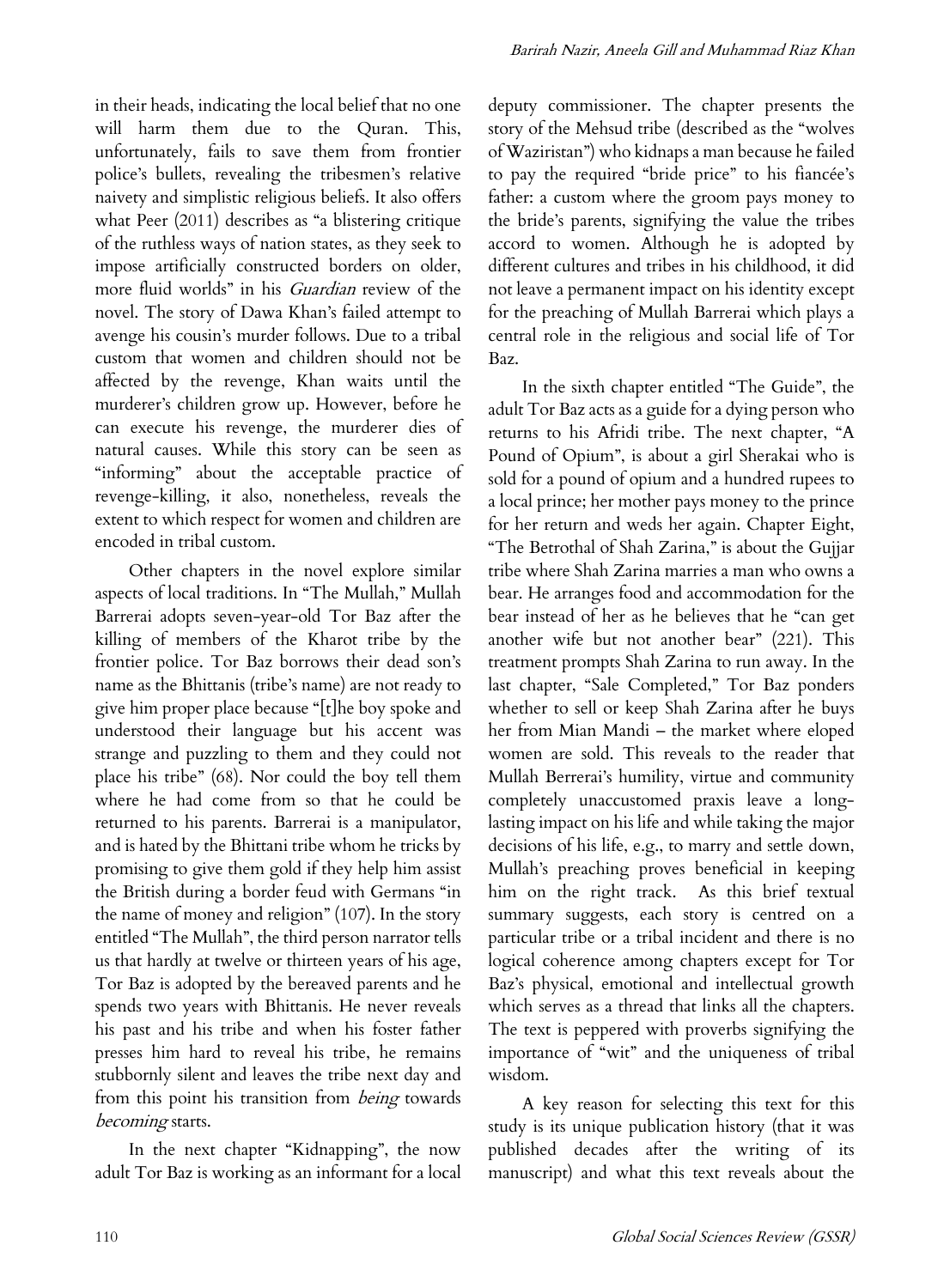in their heads, indicating the local belief that no one will harm them due to the Quran. This, unfortunately, fails to save them from frontier police's bullets, revealing the tribesmen's relative naivety and simplistic religious beliefs. It also offers what Peer (2011) describes as "a blistering critique of the ruthless ways of nation states, as they seek to impose artificially constructed borders on older, more fluid worlds" in his *Guardian* review of the novel. The story of Dawa Khan's failed attempt to avenge his cousin's murder follows. Due to a tribal custom that women and children should not be affected by the revenge, Khan waits until the murderer's children grow up. However, before he can execute his revenge, the murderer dies of natural causes. While this story can be seen as "informing" about the acceptable practice of revenge-killing, it also, nonetheless, reveals the extent to which respect for women and children are encoded in tribal custom.

Other chapters in the novel explore similar aspects of local traditions. In "The Mullah," Mullah Barrerai adopts seven-year-old Tor Baz after the killing of members of the Kharot tribe by the frontier police. Tor Baz borrows their dead son's name as the Bhittanis (tribe's name) are not ready to give him proper place because "[t]he boy spoke and understood their language but his accent was strange and puzzling to them and they could not place his tribe" (68). Nor could the boy tell them where he had come from so that he could be returned to his parents. Barrerai is a manipulator, and is hated by the Bhittani tribe whom he tricks by promising to give them gold if they help him assist the British during a border feud with Germans "in the name of money and religion" (107). In the story entitled "The Mullah", the third person narrator tells us that hardly at twelve or thirteen years of his age, Tor Baz is adopted by the bereaved parents and he spends two years with Bhittanis. He never reveals his past and his tribe and when his foster father presses him hard to reveal his tribe, he remains stubbornly silent and leaves the tribe next day and from this point his transition from *being* towards *becoming* starts.

In the next chapter "Kidnapping", the now adult Tor Baz is working as an informant for a local deputy commissioner. The chapter presents the story of the Mehsud tribe (described as the "wolves of Waziristan") who kidnaps a man because he failed to pay the required "bride price" to his fiancée's father: a custom where the groom pays money to the bride's parents, signifying the value the tribes accord to women. Although he is adopted by different cultures and tribes in his childhood, it did not leave a permanent impact on his identity except for the preaching of Mullah Barrerai which plays a central role in the religious and social life of Tor Baz.

In the sixth chapter entitled "The Guide", the adult Tor Baz acts as a guide for a dying person who returns to his Afridi tribe. The next chapter, "A Pound of Opium", is about a girl Sherakai who is sold for a pound of opium and a hundred rupees to a local prince; her mother pays money to the prince for her return and weds her again. Chapter Eight, "The Betrothal of Shah Zarina," is about the Gujjar tribe where Shah Zarina marries a man who owns a bear. He arranges food and accommodation for the bear instead of her as he believes that he "can get another wife but not another bear" (221). This treatment prompts Shah Zarina to run away. In the last chapter, "Sale Completed," Tor Baz ponders whether to sell or keep Shah Zarina after he buys her from Mian Mandi – the market where eloped women are sold. This reveals to the reader that Mullah Berrerai's humility, virtue and community completely unaccustomed praxis leave a long-lasting impact on his life and while taking the major decisions of his life, e.g., to marry and settle down, Mullah's preaching proves beneficial in keeping him on the right track. As this brief textual summary suggests, each story is centred on a particular tribe or a tribal incident and there is no logical coherence among chapters except for Tor Baz's physical, emotional and intellectual growth which serves as a thread that links all the chapters. The text is peppered with proverbs signifying the importance of "wit" and the uniqueness of tribal wisdom.

A key reason for selecting this text for this study is its unique publication history (that it was published decades after the writing of its manuscript) and what this text reveals about the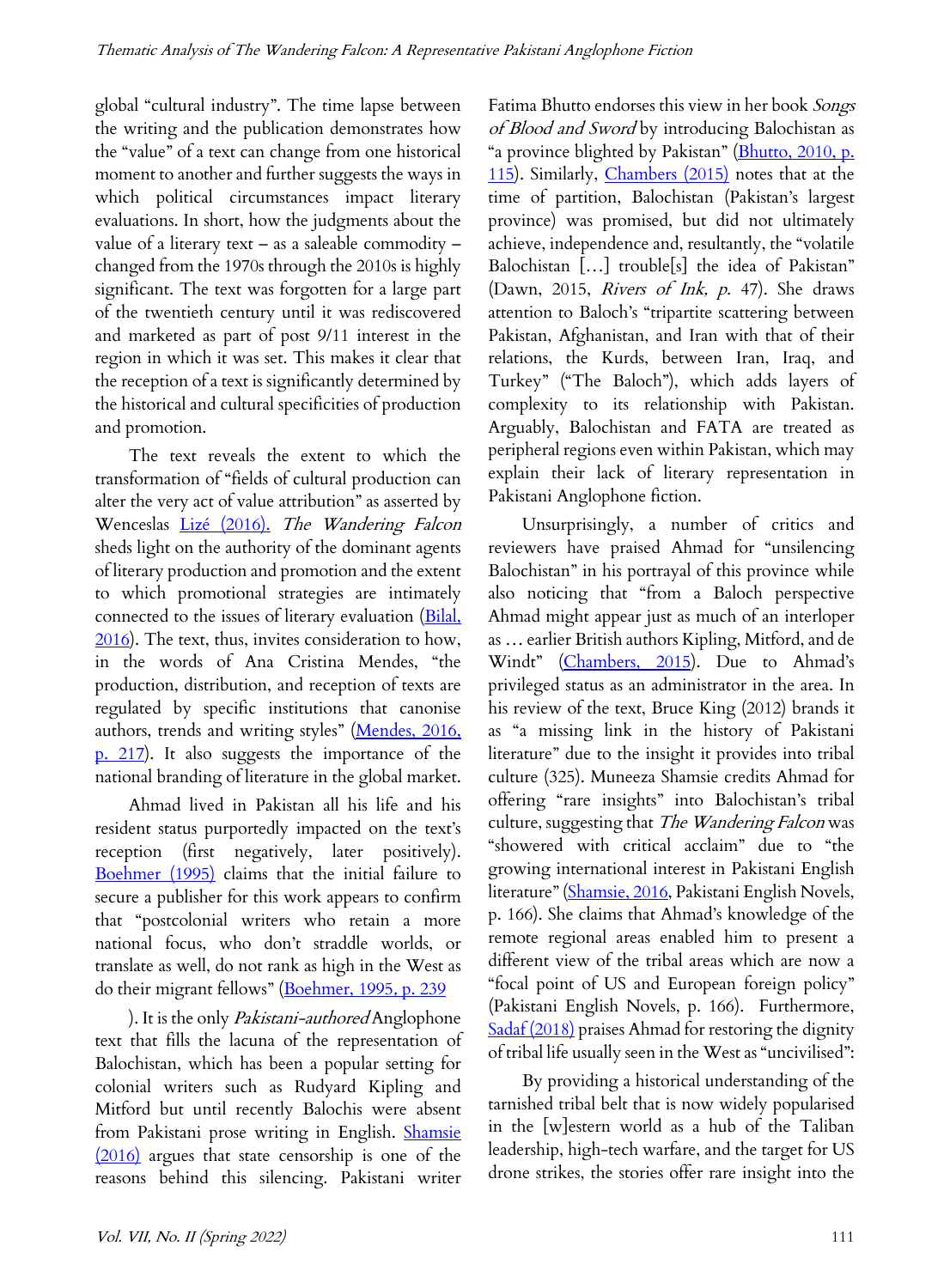global "cultural industry". The time lapse between the writing and the publication demonstrates how the "value" of a text can change from one historical moment to another and further suggests the ways in which political circumstances impact literary evaluations. In short, how the judgments about the value of a literary text – as a saleable commodity – changed from the 1970s through the 2010s is highly significant. The text was forgotten for a large part of the twentieth century until it was rediscovered and marketed as part of post 9/11 interest in the region in which it was set. This makes it clear that the reception of a text is significantly determined by the historical and cultural specificities of production and promotion.

The text reveals the extent to which the transformation of "fields of cultural production can alter the very act of value attribution" as asserted by Wenceslas Lizé (2016). *The Wandering Falcon* sheds light on the authority of the dominant agents of literary production and promotion and the extent to which promotional strategies are intimately connected to the issues of literary evaluation (Bilal, 2016). The text, thus, invites consideration to how, in the words of Ana Cristina Mendes, "the production, distribution, and reception of texts are regulated by specific institutions that canonise authors, trends and writing styles" (Mendes, 2016, p. 217). It also suggests the importance of the national branding of literature in the global market.

Ahmad lived in Pakistan all his life and his resident status purportedly impacted on the text's reception (first negatively, later positively). Boehmer (1995) claims that the initial failure to secure a publisher for this work appears to confirm that "postcolonial writers who retain a more national focus, who don't straddle worlds, or translate as well, do not rank as high in the West as do their migrant fellows" (Boehmer, 1995, p. 239 ). It is the only *Pakistani-authored* Anglophone text that fills the lacuna of the representation of Balochistan, which has been a popular setting for colonial writers such as Rudyard Kipling and Mitford but until recently Balochis were absent from Pakistani prose writing in English. Shamsie (2016) argues that state censorship is one of the reasons behind this silencing. Pakistani writer Fatima Bhutto endorses this view in her book *Songs of Blood and Sword* by introducing Balochistan as "a province blighted by Pakistan" (Bhutto, 2010, p. 115). Similarly, Chambers (2015) notes that at the time of partition, Balochistan (Pakistan's largest province) was promised, but did not ultimately achieve, independence and, resultantly, the "volatile Balochistan […] trouble[s] the idea of Pakistan" (Dawn, 2015, *Rivers of Ink, p.* 47). She draws attention to Baloch's "tripartite scattering between Pakistan, Afghanistan, and Iran with that of their relations, the Kurds, between Iran, Iraq, and Turkey" ("The Baloch"), which adds layers of complexity to its relationship with Pakistan. Arguably, Balochistan and FATA are treated as peripheral regions even within Pakistan, which may explain their lack of literary representation in Pakistani Anglophone fiction.

Unsurprisingly, a number of critics and reviewers have praised Ahmad for "unsilencing Balochistan" in his portrayal of this province while also noticing that "from a Baloch perspective Ahmad might appear just as much of an interloper as … earlier British authors Kipling, Mitford, and de Windt" (Chambers, 2015). Due to Ahmad's privileged status as an administrator in the area. In his review of the text, Bruce King (2012) brands it as "a missing link in the history of Pakistani literature" due to the insight it provides into tribal culture (325). Muneeza Shamsie credits Ahmad for offering "rare insights" into Balochistan's tribal culture, suggesting that *The Wandering Falcon* was "showered with critical acclaim" due to "the growing international interest in Pakistani English literature" (Shamsie, 2016, Pakistani English Novels, p. 166). She claims that Ahmad's knowledge of the remote regional areas enabled him to present a different view of the tribal areas which are now a "focal point of US and European foreign policy" (Pakistani English Novels, p. 166). Furthermore, Sadaf (2018) praises Ahmad for restoring the dignity of tribal life usually seen in the West as "uncivilised":

> By providing a historical understanding of the tarnished tribal belt that is now widely popularised in the [w]estern world as a hub of the Taliban leadership, high-tech warfare, and the target for US drone strikes, the stories offer rare insight into the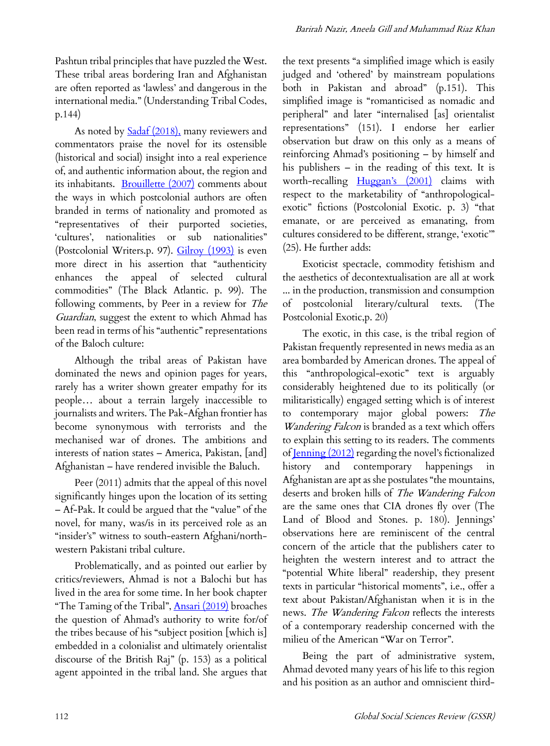Pashtun tribal principles that have puzzled the West. These tribal areas bordering Iran and Afghanistan are often reported as 'lawless' and dangerous in the international media." (Understanding Tribal Codes, p.144)

As noted by Sadaf (2018), many reviewers and commentators praise the novel for its ostensible (historical and social) insight into a real experience of, and authentic information about, the region and its inhabitants. Brouillette (2007) comments about the ways in which postcolonial authors are often branded in terms of nationality and promoted as "representatives of their purported societies, 'cultures', nationalities or sub nationalities" (Postcolonial Writers.p. 97). Gilroy (1993) is even more direct in his assertion that "authenticity enhances the appeal of selected cultural commodities" (The Black Atlantic. p. 99). The following comments, by Peer in a review for *The Guardian*, suggest the extent to which Ahmad has been read in terms of his "authentic" representations of the Baloch culture:

> Although the tribal areas of Pakistan have dominated the news and opinion pages for years, rarely has a writer shown greater empathy for its people… about a terrain largely inaccessible to journalists and writers. The Pak-Afghan frontier has become synonymous with terrorists and the mechanised war of drones. The ambitions and interests of nation states – America, Pakistan, [and] Afghanistan – have rendered invisible the Baluch.

Peer (2011) admits that the appeal of this novel significantly hinges upon the location of its setting – Af-Pak. It could be argued that the "value" of the novel, for many, was/is in its perceived role as an "insider's" witness to south-eastern Afghani/north-western Pakistani tribal culture.

Problematically, and as pointed out earlier by critics/reviewers, Ahmad is not a Balochi but has lived in the area for some time. In her book chapter "The Taming of the Tribal", Ansari (2019) broaches the question of Ahmad's authority to write for/of the tribes because of his "subject position [which is] embedded in a colonialist and ultimately orientalist discourse of the British Raj" (p. 153) as a political agent appointed in the tribal land. She argues that the text presents "a simplified image which is easily judged and 'othered' by mainstream populations both in Pakistan and abroad" (p.151). This simplified image is "romanticised as nomadic and peripheral" and later "internalised [as] orientalist representations" (151). I endorse her earlier observation but draw on this only as a means of reinforcing Ahmad's positioning – by himself and his publishers – in the reading of this text. It is worth-recalling Huggan's (2001) claims with respect to the marketability of "anthropological-exotic" fictions (Postcolonial Exotic. p. 3) "that emanate, or are perceived as emanating, from cultures considered to be different, strange, 'exotic'" (25). He further adds:

> Exoticist spectacle, commodity fetishism and the aesthetics of decontextualisation are all at work ... in the production, transmission and consumption of postcolonial literary/cultural texts. (The Postcolonial Exotic,p. 20)

The exotic, in this case, is the tribal region of Pakistan frequently represented in news media as an area bombarded by American drones. The appeal of this "anthropological-exotic" text is arguably considerably heightened due to its politically (or militaristically) engaged setting which is of interest to contemporary major global powers: *The Wandering Falcon* is branded as a text which offers to explain this setting to its readers. The comments of Jenning (2012) regarding the novel's fictionalized history and contemporary happenings in Afghanistan are apt as she postulates "the mountains, deserts and broken hills of *The Wandering Falcon* are the same ones that CIA drones fly over (The Land of Blood and Stones. p. 180). Jennings' observations here are reminiscent of the central concern of the article that the publishers cater to heighten the western interest and to attract the "potential White liberal" readership, they present texts in particular "historical moments", i.e., offer a text about Pakistan/Afghanistan when it is in the news. *The Wandering Falcon* reflects the interests of a contemporary readership concerned with the milieu of the American "War on Terror".

Being the part of administrative system, Ahmad devoted many years of his life to this region and his position as an author and omniscient third-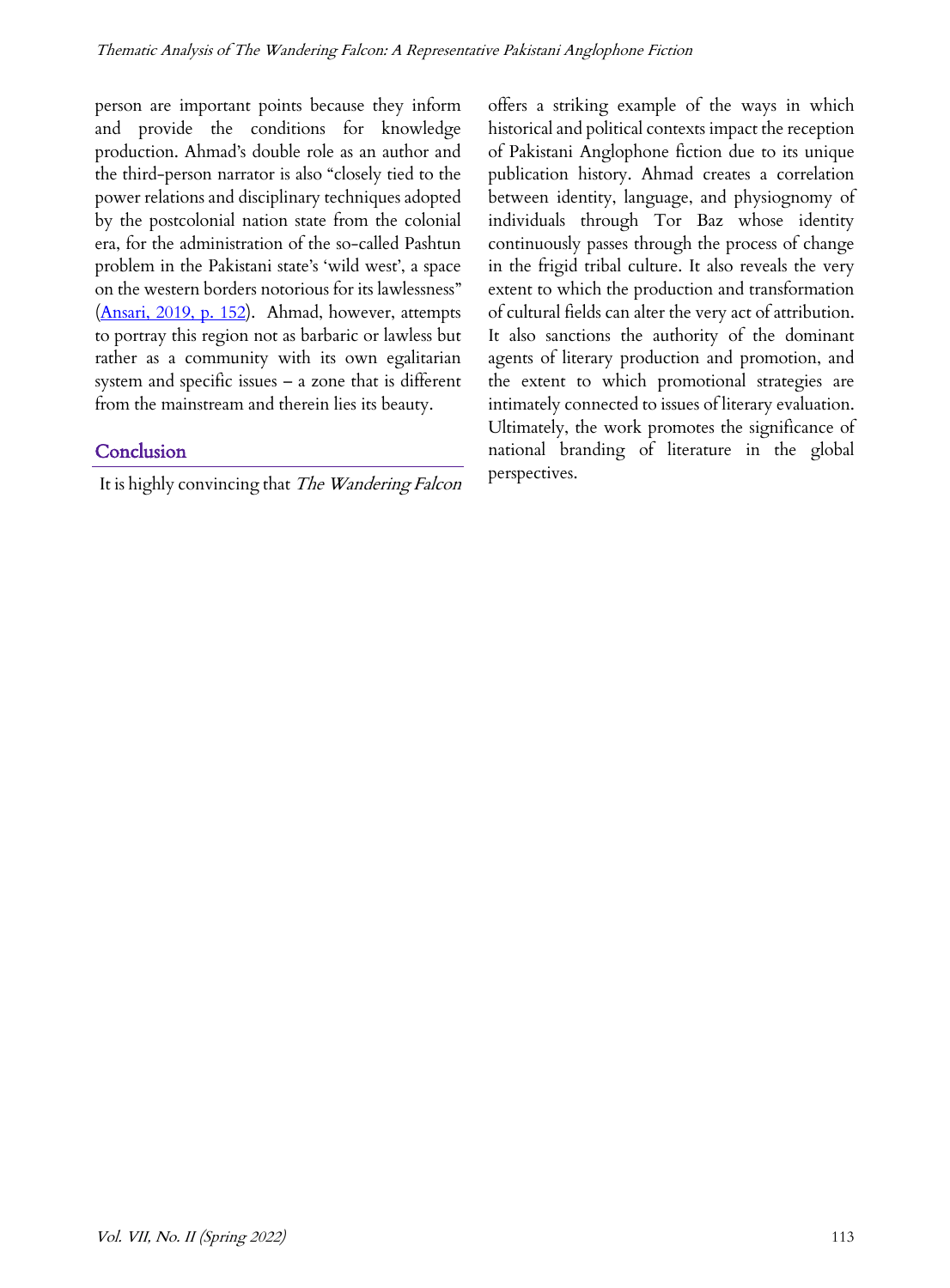person are important points because they inform and provide the conditions for knowledge production. Ahmad's double role as an author and the third-person narrator is also "closely tied to the power relations and disciplinary techniques adopted by the postcolonial nation state from the colonial era, for the administration of the so-called Pashtun problem in the Pakistani state's 'wild west', a space on the western borders notorious for its lawlessness" (Ansari, 2019, p. 152). Ahmad, however, attempts to portray this region not as barbaric or lawless but rather as a community with its own egalitarian system and specific issues – a zone that is different from the mainstream and therein lies its beauty.

## Conclusion

It is highly convincing that *The Wandering Falcon* offers a striking example of the ways in which historical and political contexts impact the reception of Pakistani Anglophone fiction due to its unique publication history. Ahmad creates a correlation between identity, language, and physiognomy of individuals through Tor Baz whose identity continuously passes through the process of change in the frigid tribal culture. It also reveals the very extent to which the production and transformation of cultural fields can alter the very act of attribution. It also sanctions the authority of the dominant agents of literary production and promotion, and the extent to which promotional strategies are intimately connected to issues of literary evaluation. Ultimately, the work promotes the significance of national branding of literature in the global perspectives.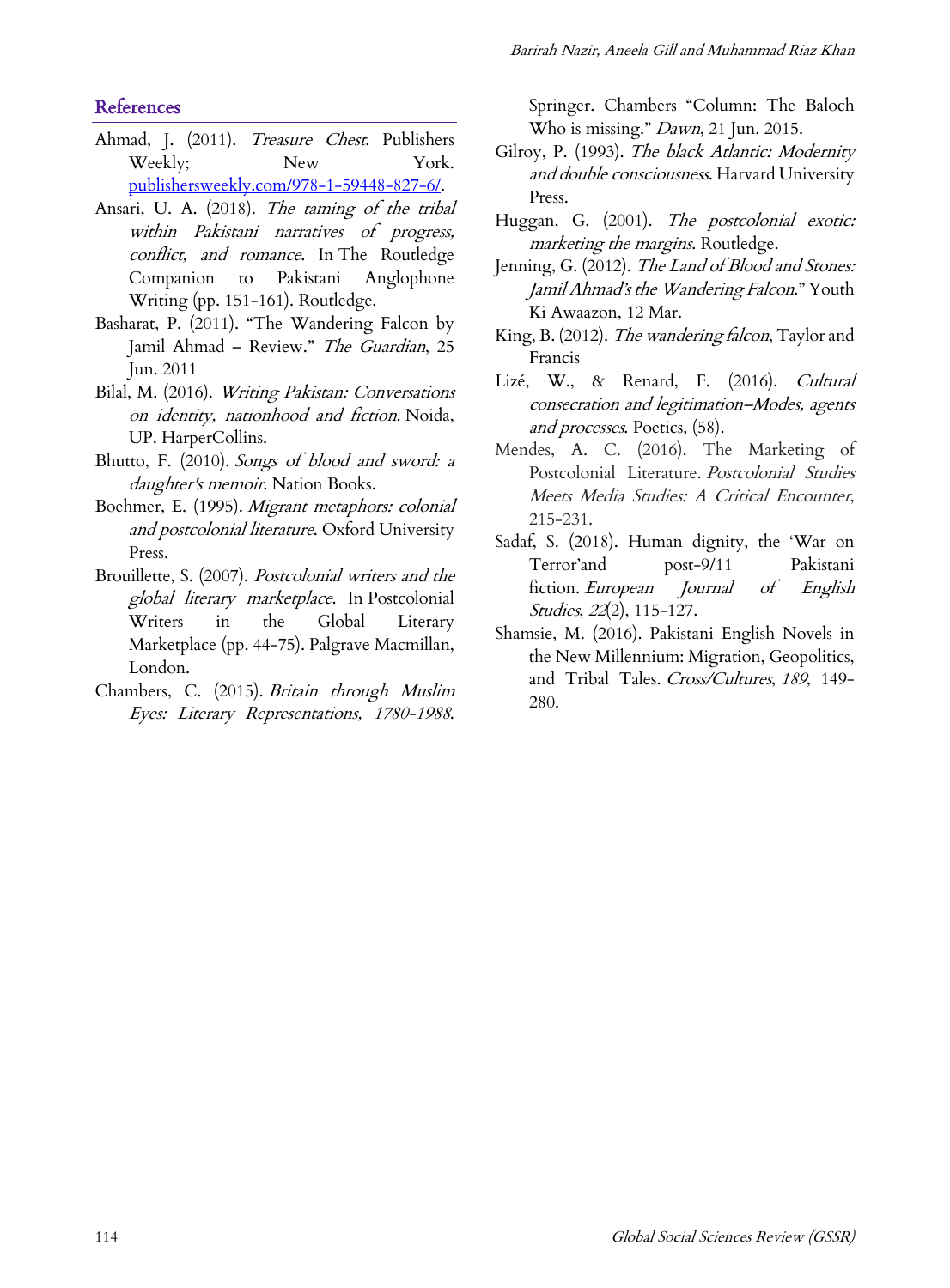## References

Ahmad, J. (2011). *Treasure Chest*. Publishers Weekly; New York. publishersweekly.com/978-1-59448-827-6/.

Ansari, U. A. (2018). *The taming of the tribal within Pakistani narratives of progress, conflict, and romance*. In The Routledge Companion to Pakistani Anglophone Writing (pp. 151-161). Routledge.

Basharat, P. (2011). "The Wandering Falcon by Jamil Ahmad – Review." *The Guardian*, 25 Jun. 2011

Bilal, M. (2016). *Writing Pakistan: Conversations on identity, nationhood and fiction*. Noida, UP. HarperCollins.

Bhutto, F. (2010). *Songs of blood and sword: a daughter's memoir*. Nation Books.

Boehmer, E. (1995). *Migrant metaphors: colonial and postcolonial literature*. Oxford University Press.

Brouillette, S. (2007). *Postcolonial writers and the global literary marketplace*. In Postcolonial Writers in the Global Literary Marketplace (pp. 44-75). Palgrave Macmillan, London.

Chambers, C. (2015). *Britain through Muslim Eyes: Literary Representations, 1780-1988*. Springer. Chambers "Column: The Baloch Who is missing." *Dawn*, 21 Jun. 2015.

Gilroy, P. (1993). *The black Atlantic: Modernity and double consciousness*. Harvard University Press.

Huggan, G. (2001). *The postcolonial exotic: marketing the margins*. Routledge.

Jenning, G. (2012). *The Land of Blood and Stones: Jamil Ahmad's the Wandering Falcon*." Youth Ki Awaazon, 12 Mar.

King, B. (2012). *The wandering falcon*, Taylor and Francis

Lizé, W., & Renard, F. (2016). *Cultural consecration and legitimation–Modes, agents and processes*. Poetics, (58).

Mendes, A. C. (2016). The Marketing of Postcolonial Literature. *Postcolonial Studies Meets Media Studies: A Critical Encounter*, 215-231.

Sadaf, S. (2018). Human dignity, the 'War on Terror'and post-9/11 Pakistani fiction. *European Journal of English Studies*, *22*(2), 115-127.

Shamsie, M. (2016). Pakistani English Novels in the New Millennium: Migration, Geopolitics, and Tribal Tales. *Cross/Cultures*, *189*, 149-280.